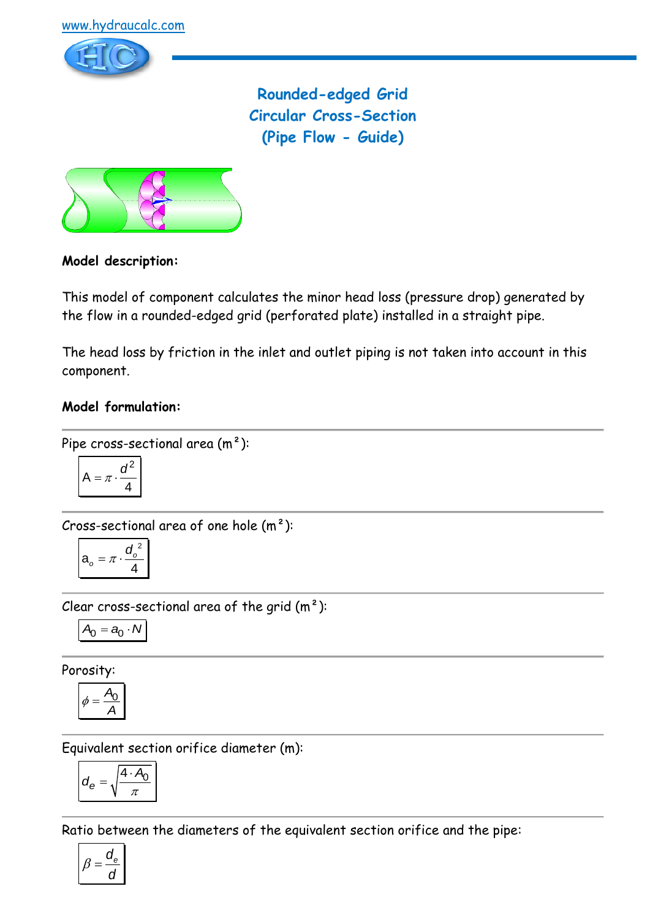www.hydraucalc.com

# Rounded-edged Grid
# Circular Cross-Section
# (Pipe Flow - Guide)

**Model description:**

This model of component calculates the minor head loss (pressure drop) generated by the flow in a rounded-edged grid (perforated plate) installed in a straight pipe.

The head loss by friction in the inlet and outlet piping is not taken into account in this component.

**Model formulation:**

---

Pipe cross-sectional area (m²):

$$A = \pi \cdot \frac{d^2}{4}$$

---

Cross-sectional area of one hole (m²):

$$a_o = \pi \cdot \frac{d_o^{\,2}}{4}$$

---

Clear cross-sectional area of the grid (m²):

$$A_0 = a_0 \cdot N$$

---

Porosity:

$$\phi = \frac{A_0}{A}$$

---

Equivalent section orifice diameter (m):

$$d_e = \sqrt{\frac{4 \cdot A_0}{\pi}}$$

---

Ratio between the diameters of the equivalent section orifice and the pipe:

$$\beta = \frac{d_e}{d}$$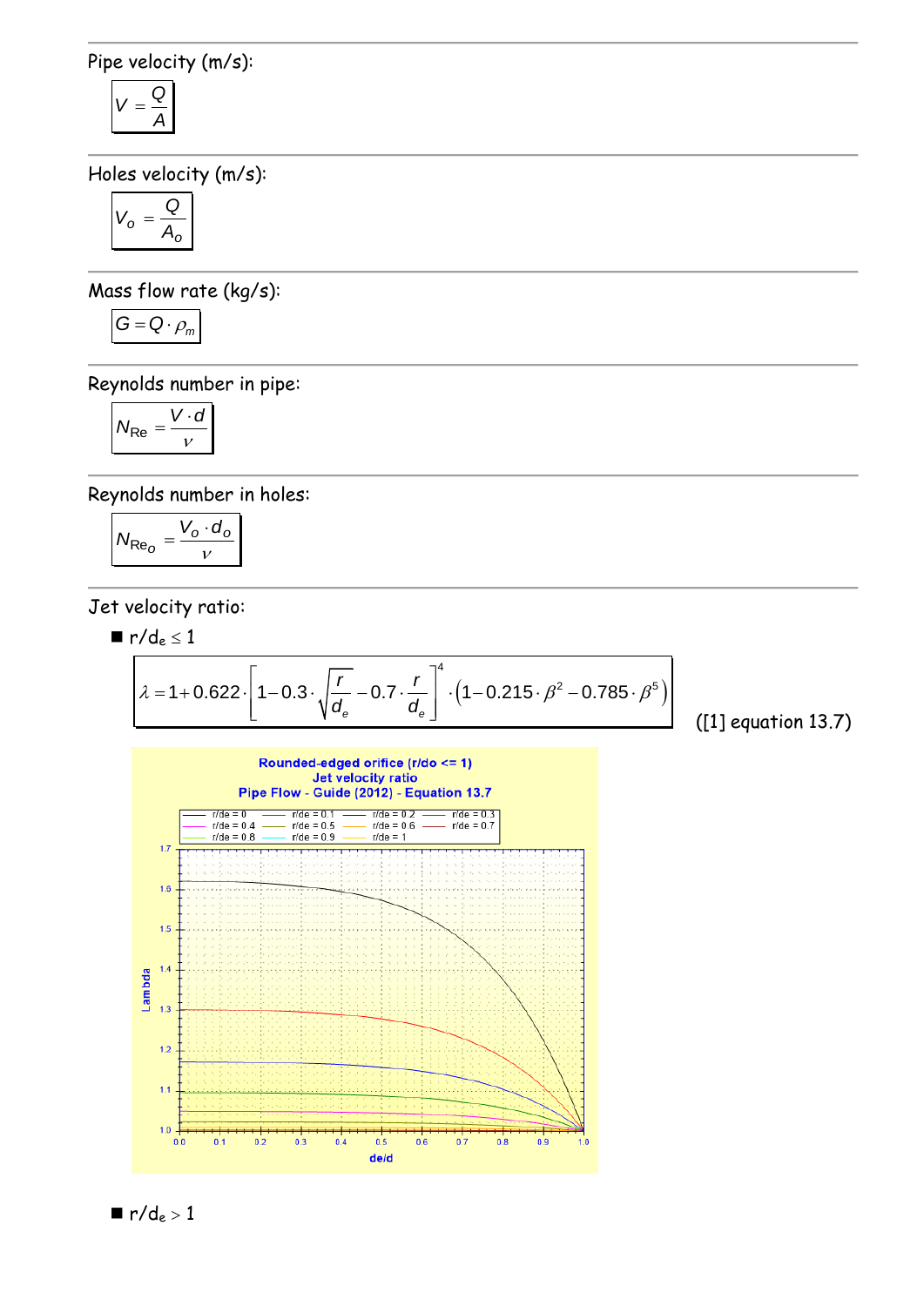Pipe velocity (m/s):

$$V = \frac{Q}{A}$$

Holes velocity (m/s):

$$V_o = \frac{Q}{A_o}$$

Mass flow rate (kg/s):

$$G = Q \cdot \rho_m$$

Reynolds number in pipe:

$$N_{Re} = \frac{V \cdot d}{\nu}$$

Reynolds number in holes:

$$N_{Re_o} = \frac{V_o \cdot d_o}{\nu}$$

Jet velocity ratio:

- $r/d_e \leq 1$

$$\lambda = 1 + 0.622 \cdot \left[1 - 0.3 \cdot \sqrt{\frac{r}{d_e}} - 0.7 \cdot \frac{r}{d_e}\right]^4 \cdot \left(1 - 0.215 \cdot \beta^2 - 0.785 \cdot \beta^5\right)$$

([1] equation 13.7)

- $r/d_e > 1$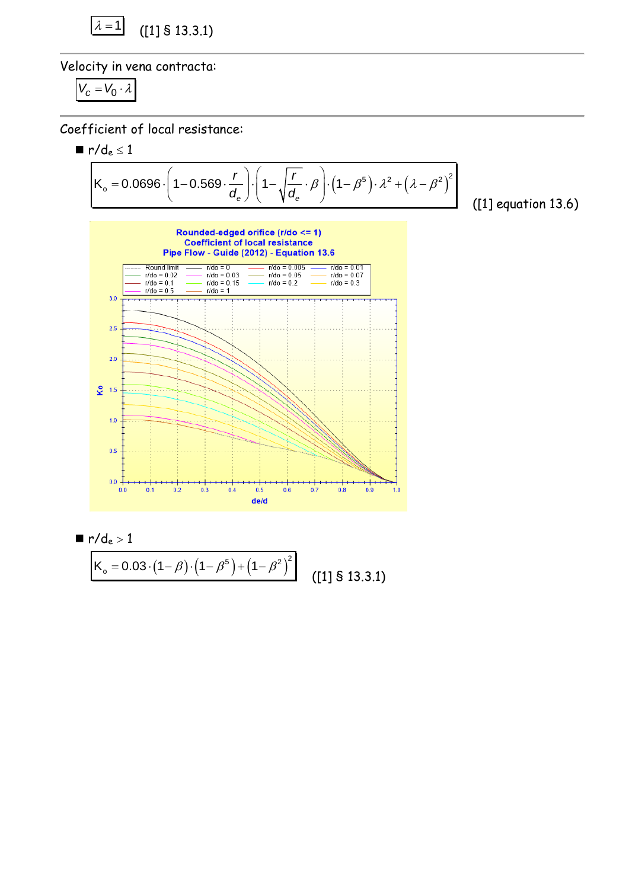$$\lambda = 1$$ ([1] § 13.3.1)

---

Velocity in vena contracta:

$$V_c = V_0 \cdot \lambda$$

---

Coefficient of local resistance:

- $r/d_e \leq 1$

$$K_o = 0.0696 \cdot \left(1 - 0.569 \cdot \frac{r}{d_e}\right) \cdot \left(1 - \sqrt{\frac{r}{d_e}} \cdot \beta\right) \cdot \left(1 - \beta^5\right) \cdot \lambda^2 + \left(\lambda - \beta^2\right)^2$$

([1] equation 13.6)

- $r/d_e > 1$

$$K_o = 0.03 \cdot (1 - \beta) \cdot \left(1 - \beta^5\right) + \left(1 - \beta^2\right)^2$$

([1] § 13.3.1)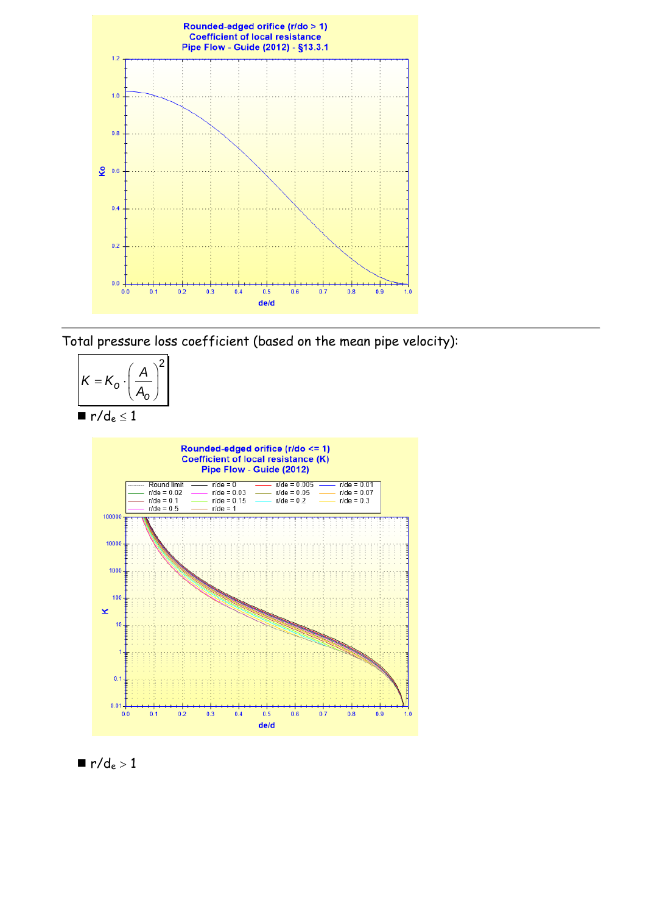Total pressure loss coefficient (based on the mean pipe velocity):

$$K = K_o \cdot \left(\frac{A}{A_o}\right)^2$$

- $r/d_e \leq 1$

- $r/d_e > 1$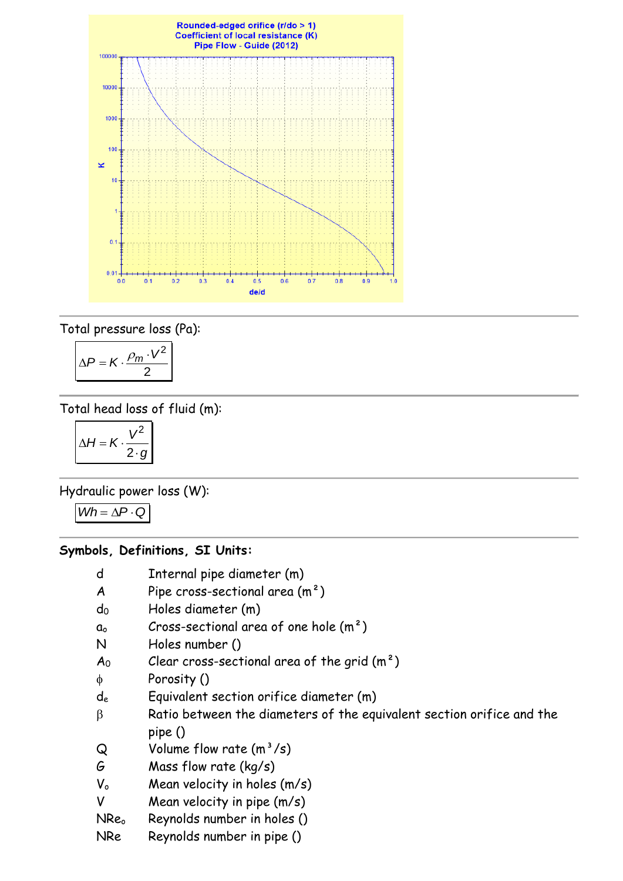Rounded-edged orifice (r/do > 1)
Coefficient of local resistance (K)
Pipe Flow - Guide (2012)

Total pressure loss (Pa):

$$\Delta P = K \cdot \frac{\rho_m \cdot V^2}{2}$$

Total head loss of fluid (m):

$$\Delta H = K \cdot \frac{V^2}{2 \cdot g}$$

Hydraulic power loss (W):

$$Wh = \Delta P \cdot Q$$

**Symbols, Definitions, SI Units:**

- $d$ Internal pipe diameter (m)
- $A$ Pipe cross-sectional area (m²)
- $d_0$ Holes diameter (m)
- $a_o$ Cross-sectional area of one hole (m²)
- $N$ Holes number ()
- $A_0$ Clear cross-sectional area of the grid (m²)
- $\phi$ Porosity ()
- $d_e$ Equivalent section orifice diameter (m)
- $\beta$ Ratio between the diameters of the equivalent section orifice and the pipe ()
- $Q$ Volume flow rate (m³/s)
- $G$ Mass flow rate (kg/s)
- $V_o$ Mean velocity in holes (m/s)
- $V$ Mean velocity in pipe (m/s)
- $NRe_o$ Reynolds number in holes ()
- $NRe$ Reynolds number in pipe ()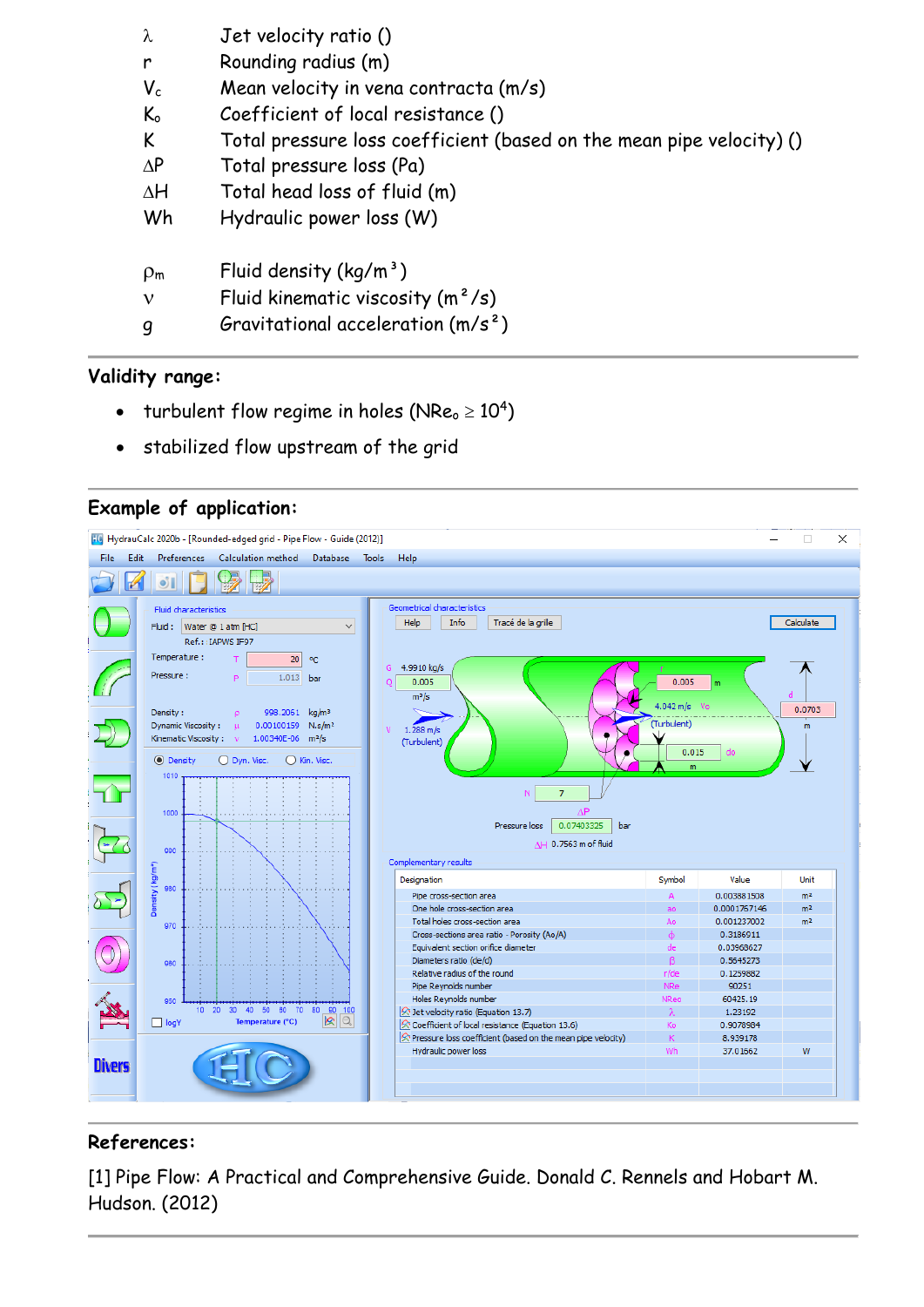| | |
|---|---|
| $\lambda$ | Jet velocity ratio () |
| r | Rounding radius (m) |
| $V_c$ | Mean velocity in vena contracta (m/s) |
| $K_o$ | Coefficient of local resistance () |
| K | Total pressure loss coefficient (based on the mean pipe velocity) () |
| $\Delta P$ | Total pressure loss (Pa) |
| $\Delta H$ | Total head loss of fluid (m) |
| Wh | Hydraulic power loss (W) |
| | |
| $\rho_m$ | Fluid density ($kg/m^3$) |
| $\nu$ | Fluid kinematic viscosity ($m^2/s$) |
| g | Gravitational acceleration ($m/s^2$) |

## Validity range:

- turbulent flow regime in holes ($NRe_o \geq 10^4$)
- stabilized flow upstream of the grid

## Example of application:

| Designation | Symbol | Value | Unit |
|---|---|---|---|
| Pipe cross-section area | A | 0.003881508 | m² |
| One hole cross-section area | ao | 0.0001767146 | m² |
| Total holes cross-section area | Ao | 0.001237002 | m² |
| Cross-sections area ratio - Porosity (Ao/A) | φ | 0.3186911 | |
| Equivalent section orifice diameter | de | 0.03968627 | m |
| Diameters ratio (de/d) | β | 0.5645273 | |
| Relative radius of the round | r/de | 0.1259882 | |
| Pipe Reynolds number | NRe | 90251 | |
| Holes Reynolds number | NReo | 60425.19 | |
| Jet velocity ratio (Equation 13.7) | λ | 1.23192 | |
| Coefficient of local resistance (Equation 13.6) | Ko | 0.9078984 | |
| Pressure loss coefficient (based on the mean pipe velocity) | K | 8.939178 | |
| Hydraulic power loss | Wh | 37.01562 | W |

## References:

[1] Pipe Flow: A Practical and Comprehensive Guide. Donald C. Rennels and Hobart M. Hudson. (2012)